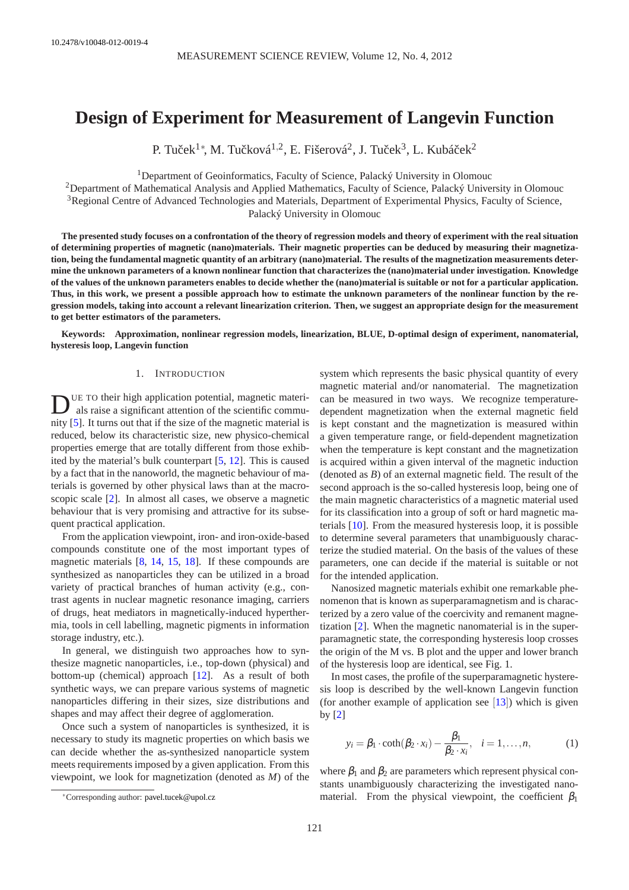10.2478/v10048-012-0019-4

# Design of Experiment for Measurement of Langevin Function

P. Tuček[1*], M. Tučková[1,2], E. Fišerová[2], J. Tuček[3], L. Kubáček[2]

[1]Department of Geoinformatics, Faculty of Science, Palacký University in Olomouc
[2]Department of Mathematical Analysis and Applied Mathematics, Faculty of Science, Palacký University in Olomouc
[3]Regional Centre of Advanced Technologies and Materials, Department of Experimental Physics, Faculty of Science, Palacký University in Olomouc

**The presented study focuses on a confrontation of the theory of regression models and theory of experiment with the real situation of determining properties of magnetic (nano)materials. Their magnetic properties can be deduced by measuring their magnetization, being the fundamental magnetic quantity of an arbitrary (nano)material. The results of the magnetization measurements determine the unknown parameters of a known nonlinear function that characterizes the (nano)material under investigation. Knowledge of the values of the unknown parameters enables to decide whether the (nano)material is suitable or not for a particular application. Thus, in this work, we present a possible approach how to estimate the unknown parameters of the nonlinear function by the regression models, taking into account a relevant linearization criterion. Then, we suggest an appropriate design for the measurement to get better estimators of the parameters.**

**Keywords: Approximation, nonlinear regression models, linearization, BLUE, D-optimal design of experiment, nanomaterial, hysteresis loop, Langevin function**

## 1. Introduction

Due to their high application potential, magnetic materials raise a significant attention of the scientific community [5]. It turns out that if the size of the magnetic material is reduced, below its characteristic size, new physico-chemical properties emerge that are totally different from those exhibited by the material's bulk counterpart [5, 12]. This is caused by a fact that in the nanoworld, the magnetic behaviour of materials is governed by other physical laws than at the macroscopic scale [2]. In almost all cases, we observe a magnetic behaviour that is very promising and attractive for its subsequent practical application.

From the application viewpoint, iron- and iron-oxide-based compounds constitute one of the most important types of magnetic materials [8, 14, 15, 18]. If these compounds are synthesized as nanoparticles they can be utilized in a broad variety of practical branches of human activity (e.g., contrast agents in nuclear magnetic resonance imaging, carriers of drugs, heat mediators in magnetically-induced hyperthermia, tools in cell labelling, magnetic pigments in information storage industry, etc.).

In general, we distinguish two approaches how to synthesize magnetic nanoparticles, i.e., top-down (physical) and bottom-up (chemical) approach [12]. As a result of both synthetic ways, we can prepare various systems of magnetic nanoparticles differing in their sizes, size distributions and shapes and may affect their degree of agglomeration.

Once such a system of nanoparticles is synthesized, it is necessary to study its magnetic properties on which basis we can decide whether the as-synthesized nanoparticle system meets requirements imposed by a given application. From this viewpoint, we look for magnetization (denoted as $M$) of the system which represents the basic physical quantity of every magnetic material and/or nanomaterial. The magnetization can be measured in two ways. We recognize temperature-dependent magnetization when the external magnetic field is kept constant and the magnetization is measured within a given temperature range, or field-dependent magnetization when the temperature is kept constant and the magnetization is acquired within a given interval of the magnetic induction (denoted as $B$) of an external magnetic field. The result of the second approach is the so-called hysteresis loop, being one of the main magnetic characteristics of a magnetic material used for its classification into a group of soft or hard magnetic materials [10]. From the measured hysteresis loop, it is possible to determine several parameters that unambiguously characterize the studied material. On the basis of the values of these parameters, one can decide if the material is suitable or not for the intended application.

Nanosized magnetic materials exhibit one remarkable phenomenon that is known as superparamagnetism and is characterized by a zero value of the coercivity and remanent magnetization [2]. When the magnetic nanomaterial is in the superparamagnetic state, the corresponding hysteresis loop crosses the origin of the M vs. B plot and the upper and lower branch of the hysteresis loop are identical, see Fig. 1.

In most cases, the profile of the superparamagnetic hysteresis loop is described by the well-known Langevin function (for another example of application see [13]) which is given by [2]

$$y_i = \beta_1 \cdot \coth(\beta_2 \cdot x_i) - \frac{\beta_1}{\beta_2 \cdot x_i}, \quad i = 1, \dots, n, \tag{1}$$

where $\beta_1$ and $\beta_2$ are parameters which represent physical constants unambiguously characterizing the investigated nanomaterial. From the physical viewpoint, the coefficient $\beta_1$

*Corresponding author: pavel.tucek@upol.cz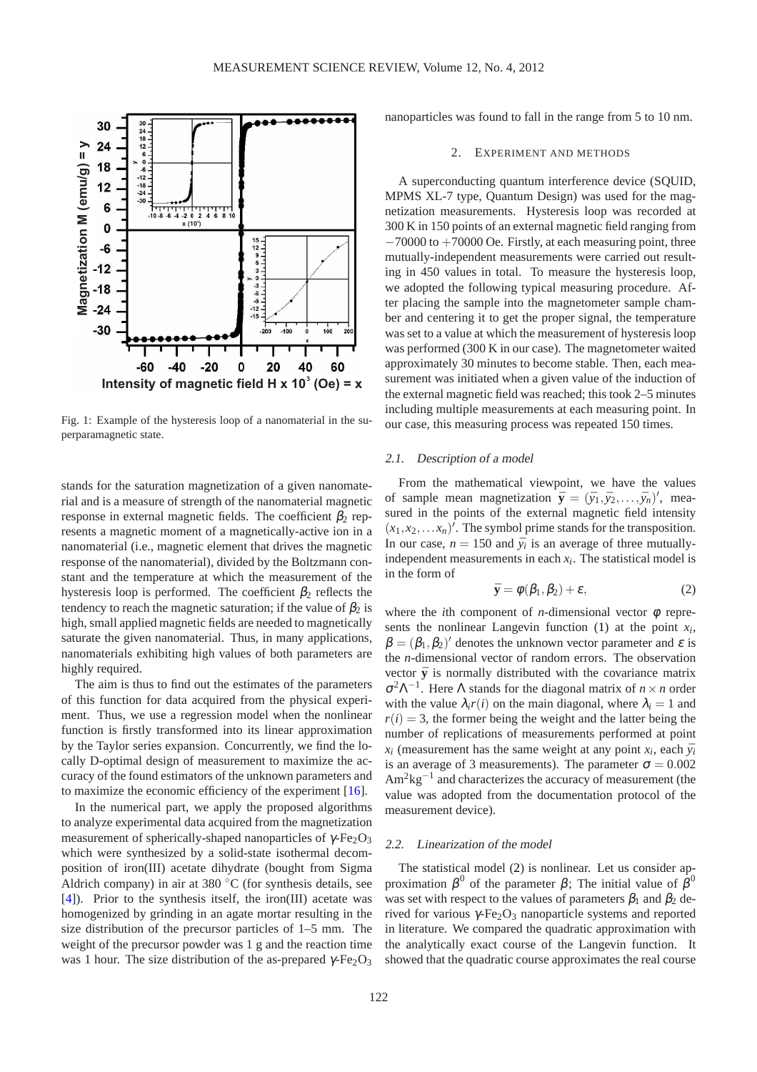Fig. 1: Example of the hysteresis loop of a nanomaterial in the superparamagnetic state.

stands for the saturation magnetization of a given nanomaterial and is a measure of strength of the nanomaterial magnetic response in external magnetic fields. The coefficient $\beta_2$ represents a magnetic moment of a magnetically-active ion in a nanomaterial (i.e., magnetic element that drives the magnetic response of the nanomaterial), divided by the Boltzmann constant and the temperature at which the measurement of the hysteresis loop is performed. The coefficient $\beta_2$ reflects the tendency to reach the magnetic saturation; if the value of $\beta_2$ is high, small applied magnetic fields are needed to magnetically saturate the given nanomaterial. Thus, in many applications, nanomaterials exhibiting high values of both parameters are highly required.

The aim is thus to find out the estimates of the parameters of this function for data acquired from the physical experiment. Thus, we use a regression model when the nonlinear function is firstly transformed into its linear approximation by the Taylor series expansion. Concurrently, we find the locally D-optimal design of measurement to maximize the accuracy of the found estimators of the unknown parameters and to maximize the economic efficiency of the experiment [16].

In the numerical part, we apply the proposed algorithms to analyze experimental data acquired from the magnetization measurement of spherically-shaped nanoparticles of $\gamma$-$Fe_2O_3$ which were synthesized by a solid-state isothermal decomposition of iron(III) acetate dihydrate (bought from Sigma Aldrich company) in air at 380 °C (for synthesis details, see [4]). Prior to the synthesis itself, the iron(III) acetate was homogenized by grinding in an agate mortar resulting in the size distribution of the precursor particles of 1–5 mm. The weight of the precursor powder was 1 g and the reaction time was 1 hour. The size distribution of the as-prepared $\gamma$-$Fe_2O_3$ nanoparticles was found to fall in the range from 5 to 10 nm.

## 2. Experiment and methods

A superconducting quantum interference device (SQUID, MPMS XL-7 type, Quantum Design) was used for the magnetization measurements. Hysteresis loop was recorded at 300 K in 150 points of an external magnetic field ranging from −70000 to +70000 Oe. Firstly, at each measuring point, three mutually-independent measurements were carried out resulting in 450 values in total. To measure the hysteresis loop, we adopted the following typical measuring procedure. After placing the sample into the magnetometer sample chamber and centering it to get the proper signal, the temperature was set to a value at which the measurement of hysteresis loop was performed (300 K in our case). The magnetometer waited approximately 30 minutes to become stable. Then, each measurement was initiated when a given value of the induction of the external magnetic field was reached; this took 2–5 minutes including multiple measurements at each measuring point. In our case, this measuring process was repeated 150 times.

### 2.1. Description of a model

From the mathematical viewpoint, we have the values of sample mean magnetization $\bar{\mathbf{y}} = (\bar{y_1}, \bar{y_2}, \ldots, \bar{y_n})'$, measured in the points of the external magnetic field intensity $(x_1, x_2, \ldots x_n)'$. The symbol prime stands for the transposition. In our case, $n = 150$ and $\bar{y_i}$ is an average of three mutually-independent measurements in each $x_i$. The statistical model is in the form of

$$\bar{\mathbf{y}} = \phi(\beta_1, \beta_2) + \varepsilon, \tag{2}$$

where the $i$th component of $n$-dimensional vector $\phi$ represents the nonlinear Langevin function (1) at the point $x_i$, $\beta = (\beta_1, \beta_2)'$ denotes the unknown vector parameter and $\varepsilon$ is the $n$-dimensional vector of random errors. The observation vector $\bar{\mathbf{y}}$ is normally distributed with the covariance matrix $\sigma^2\Lambda^{-1}$. Here $\Lambda$ stands for the diagonal matrix of $n \times n$ order with the value $\lambda_i r(i)$ on the main diagonal, where $\lambda_i = 1$ and $r(i) = 3$, the former being the weight and the latter being the number of replications of measurements performed at point $x_i$ (measurement has the same weight at any point $x_i$, each $\bar{y_i}$ is an average of 3 measurements). The parameter $\sigma = 0.002$ $Am^2kg^{-1}$ and characterizes the accuracy of measurement (the value was adopted from the documentation protocol of the measurement device).

### 2.2. Linearization of the model

The statistical model (2) is nonlinear. Let us consider approximation $\beta^0$ of the parameter $\beta$; The initial value of $\beta^0$ was set with respect to the values of parameters $\beta_1$ and $\beta_2$ derived for various $\gamma$-$Fe_2O_3$ nanoparticle systems and reported in literature. We compared the quadratic approximation with the analytically exact course of the Langevin function. It showed that the quadratic course approximates the real course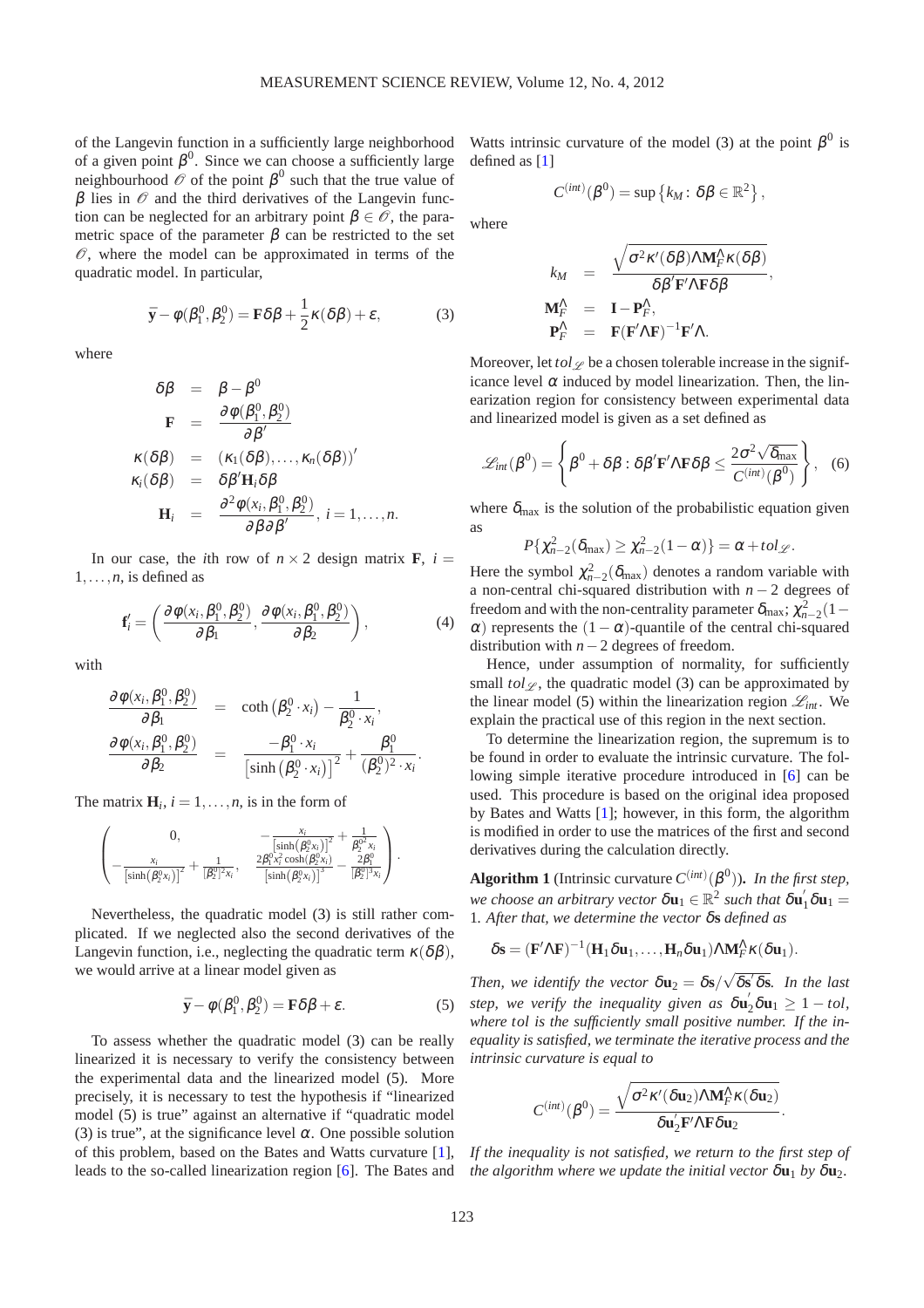of the Langevin function in a sufficiently large neighborhood of a given point $\beta^0$. Since we can choose a sufficiently large neighbourhood $\mathscr{O}$ of the point $\beta^0$ such that the true value of $\beta$ lies in $\mathscr{O}$ and the third derivatives of the Langevin function can be neglected for an arbitrary point $\beta \in \mathscr{O}$, the parametric space of the parameter $\beta$ can be restricted to the set $\mathscr{O}$, where the model can be approximated in terms of the quadratic model. In particular,

$$\bar{\mathbf{y}} - \varphi(\beta_1^0, \beta_2^0) = \mathbf{F}\delta\beta + \frac{1}{2}\kappa(\delta\beta) + \varepsilon, \tag{3}$$

where

$$\begin{aligned}
\delta\beta &= \beta - \beta^0 \\
\mathbf{F} &= \frac{\partial \varphi(\beta_1^0, \beta_2^0)}{\partial \beta'} \\
\kappa(\delta\beta) &= (\kappa_1(\delta\beta), \ldots, \kappa_n(\delta\beta))' \\
\kappa_i(\delta\beta) &= \delta\beta' \mathbf{H}_i \delta\beta \\
\mathbf{H}_i &= \frac{\partial^2 \varphi(x_i, \beta_1^0, \beta_2^0)}{\partial \beta \partial \beta'}, \; i = 1, \ldots, n.
\end{aligned}$$

In our case, the $i$th row of $n \times 2$ design matrix $\mathbf{F}$, $i = 1, \ldots, n$, is defined as

$$\mathbf{f}_i' = \left( \frac{\partial \varphi(x_i, \beta_1^0, \beta_2^0)}{\partial \beta_1}, \frac{\partial \varphi(x_i, \beta_1^0, \beta_2^0)}{\partial \beta_2} \right), \tag{4}$$

with

$$\begin{aligned}
\frac{\partial \varphi(x_i, \beta_1^0, \beta_2^0)}{\partial \beta_1} &= \coth\left(\beta_2^0 \cdot x_i\right) - \frac{1}{\beta_2^0 \cdot x_i}, \\
\frac{\partial \varphi(x_i, \beta_1^0, \beta_2^0)}{\partial \beta_2} &= \frac{-\beta_1^0 \cdot x_i}{\left[\sinh\left(\beta_2^0 \cdot x_i\right)\right]^2} + \frac{\beta_1^0}{(\beta_2^0)^2 \cdot x_i}.
\end{aligned}$$

The matrix $\mathbf{H}_i$, $i = 1, \ldots, n$, is in the form of

$$\begin{pmatrix}
0, & -\frac{x_i}{\left[\sinh(\beta_2^0 x_i)\right]^2} + \frac{1}{\beta_2^{0^2} x_i} \\
-\frac{x_i}{\left[\sinh(\beta_2^0 x_i)\right]^2} + \frac{1}{[\beta_2^0]^2 x_i}, & \frac{2\beta_1^0 x_i^2 \cosh(\beta_2^0 x_i)}{\left[\sinh(\beta_2^0 x_i)\right]^3} - \frac{2\beta_1^0}{[\beta_2^0]^3 x_i}
\end{pmatrix}.$$

Nevertheless, the quadratic model (3) is still rather complicated. If we neglected also the second derivatives of the Langevin function, i.e., neglecting the quadratic term $\kappa(\delta\beta)$, we would arrive at a linear model given as

$$\bar{\mathbf{y}} - \varphi(\beta_1^0, \beta_2^0) = \mathbf{F}\delta\beta + \varepsilon. \tag{5}$$

To assess whether the quadratic model (3) can be really linearized it is necessary to verify the consistency between the experimental data and the linearized model (5). More precisely, it is necessary to test the hypothesis if "linearized model (5) is true" against an alternative if "quadratic model (3) is true", at the significance level $\alpha$. One possible solution of this problem, based on the Bates and Watts curvature [1], leads to the so-called linearization region [6]. The Bates and Watts intrinsic curvature of the model (3) at the point $\beta^0$ is defined as [1]

$$C^{(int)}(\beta^0) = \sup\left\{k_M : \delta\beta \in \mathbb{R}^2\right\},$$

where

$$\begin{aligned}
k_M &= \frac{\sqrt{\sigma^2 \kappa'(\delta\beta) \Lambda \mathbf{M}_F^\Lambda \kappa(\delta\beta)}}{\delta\beta' \mathbf{F}' \Lambda \mathbf{F} \delta\beta}, \\
\mathbf{M}_F^\Lambda &= \mathbf{I} - \mathbf{P}_F^\Lambda, \\
\mathbf{P}_F^\Lambda &= \mathbf{F}(\mathbf{F}'\Lambda\mathbf{F})^{-1}\mathbf{F}'\Lambda.
\end{aligned}$$

Moreover, let $tol_{\mathscr{L}}$ be a chosen tolerable increase in the significance level $\alpha$ induced by model linearization. Then, the linearization region for consistency between experimental data and linearized model is given as a set defined as

$$\mathscr{L}_{int}(\beta^0) = \left\{ \beta^0 + \delta\beta : \delta\beta' \mathbf{F}' \Lambda \mathbf{F} \delta\beta \leq \frac{2\sigma^2 \sqrt{\delta_{\max}}}{C^{(int)}(\beta^0)} \right\}, \tag{6}$$

where $\delta_{\max}$ is the solution of the probabilistic equation given as

$$P\{\chi^2_{n-2}(\delta_{\max}) \geq \chi^2_{n-2}(1-\alpha)\} = \alpha + tol_{\mathscr{L}}.$$

Here the symbol $\chi^2_{n-2}(\delta_{\max})$ denotes a random variable with a non-central chi-squared distribution with $n-2$ degrees of freedom and with the non-centrality parameter $\delta_{\max}$; $\chi^2_{n-2}(1-\alpha)$ represents the $(1-\alpha)$-quantile of the central chi-squared distribution with $n-2$ degrees of freedom.

Hence, under assumption of normality, for sufficiently small $tol_{\mathscr{L}}$, the quadratic model (3) can be approximated by the linear model (5) within the linearization region $\mathscr{L}_{int}$. We explain the practical use of this region in the next section.

To determine the linearization region, the supremum is to be found in order to evaluate the intrinsic curvature. The following simple iterative procedure introduced in [6] can be used. This procedure is based on the original idea proposed by Bates and Watts [1]; however, in this form, the algorithm is modified in order to use the matrices of the first and second derivatives during the calculation directly.

**Algorithm 1** (Intrinsic curvature $C^{(int)}(\beta^0)$)**.** *In the first step, we choose an arbitrary vector $\delta\mathbf{u}_1 \in \mathbb{R}^2$ such that $\delta\mathbf{u}_1'\delta\mathbf{u}_1 = 1$. After that, we determine the vector $\delta\mathbf{s}$ defined as*

$$\delta\mathbf{s} = (\mathbf{F}'\Lambda\mathbf{F})^{-1}(\mathbf{H}_1\delta\mathbf{u}_1, \ldots, \mathbf{H}_n\delta\mathbf{u}_1)\Lambda\mathbf{M}_F^\Lambda\kappa(\delta\mathbf{u}_1).$$

*Then, we identify the vector $\delta\mathbf{u}_2 = \delta\mathbf{s}/\sqrt{\delta\mathbf{s}'\delta\mathbf{s}}$. In the last step, we verify the inequality given as $\delta\mathbf{u}_2'\delta\mathbf{u}_1 \geq 1 - tol$, where $tol$ is the sufficiently small positive number. If the inequality is satisfied, we terminate the iterative process and the intrinsic curvature is equal to*

$$C^{(int)}(\beta^0) = \frac{\sqrt{\sigma^2 \kappa'(\delta\mathbf{u}_2)\Lambda\mathbf{M}_F^\Lambda\kappa(\delta\mathbf{u}_2)}}{\delta\mathbf{u}_2'\mathbf{F}'\Lambda\mathbf{F}\delta\mathbf{u}_2}.$$

*If the inequality is not satisfied, we return to the first step of the algorithm where we update the initial vector $\delta\mathbf{u}_1$ by $\delta\mathbf{u}_2$.*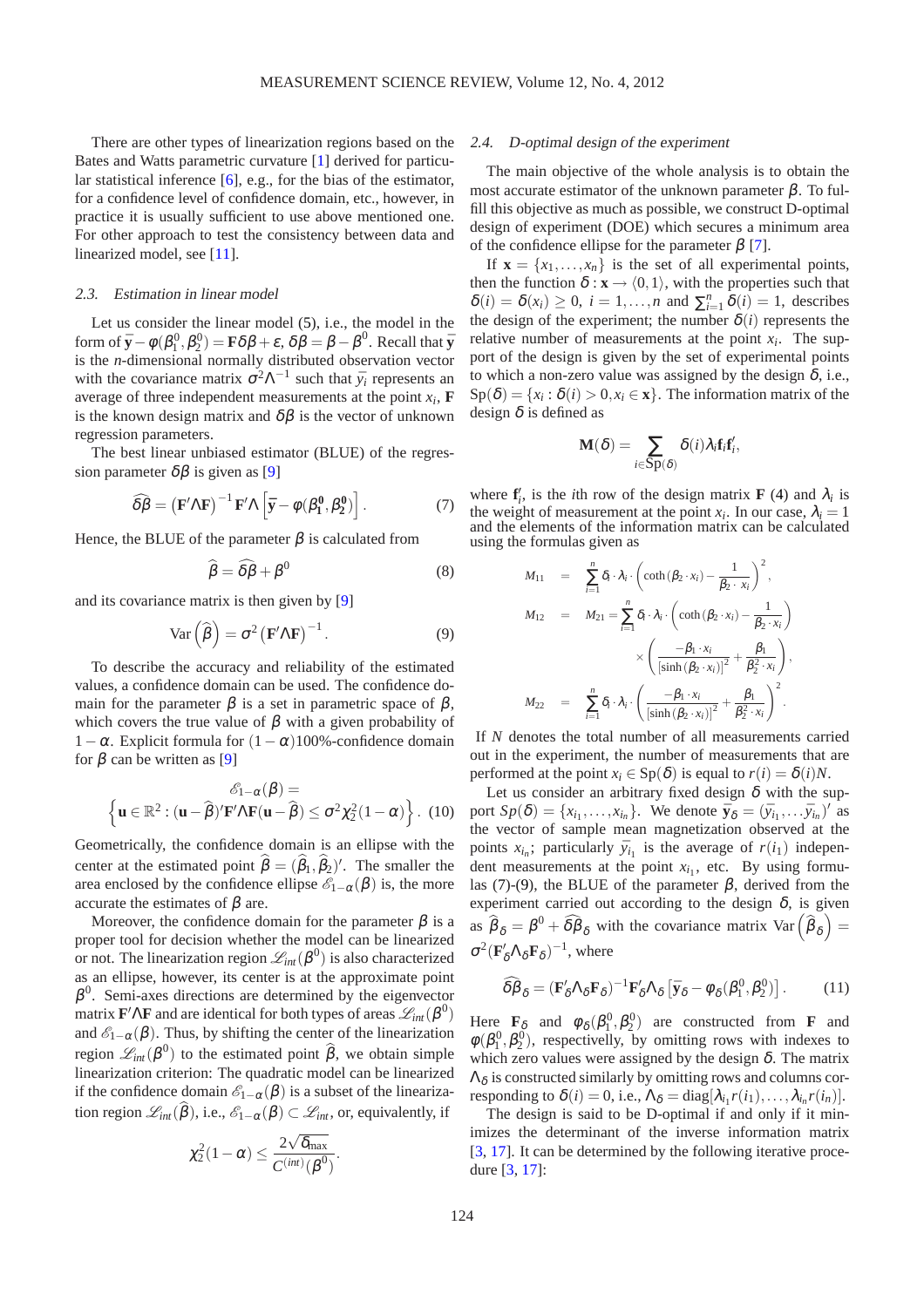There are other types of linearization regions based on the Bates and Watts parametric curvature [1] derived for particular statistical inference [6], e.g., for the bias of the estimator, for a confidence level of confidence domain, etc., however, in practice it is usually sufficient to use above mentioned one. For other approach to test the consistency between data and linearized model, see [11].

### 2.3. Estimation in linear model

Let us consider the linear model (5), i.e., the model in the form of $\bar{\mathbf{y}} - \varphi(\beta_1^0, \beta_2^0) = \mathbf{F}\delta\beta + \varepsilon$, $\delta\beta = \beta - \beta^0$. Recall that $\bar{\mathbf{y}}$ is the $n$-dimensional normally distributed observation vector with the covariance matrix $\sigma^2\Lambda^{-1}$ such that $\bar{y}_i$ represents an average of three independent measurements at the point $x_i$, $\mathbf{F}$ is the known design matrix and $\delta\beta$ is the vector of unknown regression parameters.

The best linear unbiased estimator (BLUE) of the regression parameter $\delta\beta$ is given as [9]

$$\widehat{\delta\beta} = \left(\mathbf{F}'\Lambda\mathbf{F}\right)^{-1}\mathbf{F}'\Lambda\left[\bar{\mathbf{y}} - \varphi(\beta_1^0, \beta_2^0)\right]. \tag{7}$$

Hence, the BLUE of the parameter $\beta$ is calculated from

$$\widehat{\beta} = \widehat{\delta\beta} + \beta^0 \tag{8}$$

and its covariance matrix is then given by [9]

$$\mathrm{Var}\left(\widehat{\beta}\right) = \sigma^2\left(\mathbf{F}'\Lambda\mathbf{F}\right)^{-1}. \tag{9}$$

To describe the accuracy and reliability of the estimated values, a confidence domain can be used. The confidence domain for the parameter $\beta$ is a set in parametric space of $\beta$, which covers the true value of $\beta$ with a given probability of $1-\alpha$. Explicit formula for $(1-\alpha)100\%$-confidence domain for $\beta$ can be written as [9]

$$\mathscr{E}_{1-\alpha}(\beta) = \left\{\mathbf{u} \in \mathbb{R}^2 : (\mathbf{u} - \widehat{\beta})'\mathbf{F}'\Lambda\mathbf{F}(\mathbf{u} - \widehat{\beta}) \le \sigma^2\chi_2^2(1-\alpha)\right\}. \tag{10}$$

Geometrically, the confidence domain is an ellipse with the center at the estimated point $\widehat{\beta} = (\widehat{\beta}_1, \widehat{\beta}_2)'$. The smaller the area enclosed by the confidence ellipse $\mathscr{E}_{1-\alpha}(\beta)$ is, the more accurate the estimates of $\beta$ are.

Moreover, the confidence domain for the parameter $\beta$ is a proper tool for decision whether the model can be linearized or not. The linearization region $\mathscr{L}_{int}(\beta^0)$ is also characterized as an ellipse, however, its center is at the approximate point $\beta^0$. Semi-axes directions are determined by the eigenvector matrix $\mathbf{F}'\Lambda\mathbf{F}$ and are identical for both types of areas $\mathscr{L}_{int}(\beta^0)$ and $\mathscr{E}_{1-\alpha}(\beta)$. Thus, by shifting the center of the linearization region $\mathscr{L}_{int}(\beta^0)$ to the estimated point $\widehat{\beta}$, we obtain simple linearization criterion: The quadratic model can be linearized if the confidence domain $\mathscr{E}_{1-\alpha}(\beta)$ is a subset of the linearization region $\mathscr{L}_{int}(\widehat{\beta})$, i.e., $\mathscr{E}_{1-\alpha}(\beta) \subset \mathscr{L}_{int}$, or, equivalently, if

$$\chi_2^2(1-\alpha) \le \frac{2\sqrt{\delta_{\max}}}{C^{(int)}(\beta^0)}.$$

### 2.4. D-optimal design of the experiment

The main objective of the whole analysis is to obtain the most accurate estimator of the unknown parameter $\beta$. To fulfill this objective as much as possible, we construct D-optimal design of experiment (DOE) which secures a minimum area of the confidence ellipse for the parameter $\beta$ [7].

If $\mathbf{x} = \{x_1, \ldots, x_n\}$ is the set of all experimental points, then the function $\delta : \mathbf{x} \to \langle 0, 1\rangle$, with the properties such that $\delta(i) = \delta(x_i) \ge 0$, $i = 1, \ldots, n$ and $\sum_{i=1}^n \delta(i) = 1$, describes the design of the experiment; the number $\delta(i)$ represents the relative number of measurements at the point $x_i$. The support of the design is given by the set of experimental points to which a non-zero value was assigned by the design $\delta$, i.e., $\mathrm{Sp}(\delta) = \{x_i : \delta(i) > 0, x_i \in \mathbf{x}\}$. The information matrix of the design $\delta$ is defined as

$$\mathbf{M}(\delta) = \sum_{i \in \mathrm{Sp}(\delta)} \delta(i)\lambda_i\mathbf{f}_i\mathbf{f}_i',$$

where $\mathbf{f}_i'$, is the $i$th row of the design matrix $\mathbf{F}$ (4) and $\lambda_i$ is the weight of measurement at the point $x_i$. In our case, $\lambda_i = 1$ and the elements of the information matrix can be calculated using the formulas given as

$$\begin{aligned}
M_{11} &= \sum_{i=1}^n \delta_i \cdot \lambda_i \cdot \left(\coth(\beta_2 \cdot x_i) - \frac{1}{\beta_2 \cdot x_i}\right)^2, \\
M_{12} &= M_{21} = \sum_{i=1}^n \delta_i \cdot \lambda_i \cdot \left(\coth(\beta_2 \cdot x_i) - \frac{1}{\beta_2 \cdot x_i}\right) \\
&\quad \times \left(\frac{-\beta_1 \cdot x_i}{[\sinh(\beta_2 \cdot x_i)]^2} + \frac{\beta_1}{\beta_2^2 \cdot x_i}\right), \\
M_{22} &= \sum_{i=1}^n \delta_i \cdot \lambda_i \cdot \left(\frac{-\beta_1 \cdot x_i}{[\sinh(\beta_2 \cdot x_i)]^2} + \frac{\beta_1}{\beta_2^2 \cdot x_i}\right)^2.
\end{aligned}$$

If $N$ denotes the total number of all measurements carried out in the experiment, the number of measurements that are performed at the point $x_i \in \mathrm{Sp}(\delta)$ is equal to $r(i) = \delta(i)N$.

Let us consider an arbitrary fixed design $\delta$ with the support $Sp(\delta) = \{x_{i_1}, \ldots, x_{i_n}\}$. We denote $\bar{\mathbf{y}}_\delta = (\bar{y}_{i_1}, \ldots \bar{y}_{i_n})'$ as the vector of sample mean magnetization observed at the points $x_{i_n}$; particularly $\bar{y}_{i_1}$ is the average of $r(i_1)$ independent measurements at the point $x_{i_1}$, etc. By using formulas (7)-(9), the BLUE of the parameter $\beta$, derived from the experiment carried out according to the design $\delta$, is given as $\widehat{\beta}_\delta = \beta^0 + \widehat{\delta\beta}_\delta$ with the covariance matrix $\mathrm{Var}\left(\widehat{\beta}_\delta\right) = \sigma^2(\mathbf{F}_\delta'\Lambda_\delta\mathbf{F}_\delta)^{-1}$, where

$$\widehat{\delta\beta}_\delta = (\mathbf{F}_\delta'\Lambda_\delta\mathbf{F}_\delta)^{-1}\mathbf{F}_\delta'\Lambda_\delta\left[\bar{\mathbf{y}}_\delta - \varphi_\delta(\beta_1^0, \beta_2^0)\right]. \tag{11}$$

Here $\mathbf{F}_\delta$ and $\varphi_\delta(\beta_1^0, \beta_2^0)$ are constructed from $\mathbf{F}$ and $\varphi(\beta_1^0, \beta_2^0)$, respectivelly, by omitting rows with indexes to which zero values were assigned by the design $\delta$. The matrix $\Lambda_\delta$ is constructed similarly by omitting rows and columns corresponding to $\delta(i) = 0$, i.e., $\Lambda_\delta = \mathrm{diag}[\lambda_{i_1}r(i_1), \ldots, \lambda_{i_n}r(i_n)]$.

The design is said to be D-optimal if and only if it minimizes the determinant of the inverse information matrix [3, 17]. It can be determined by the following iterative procedure [3, 17]: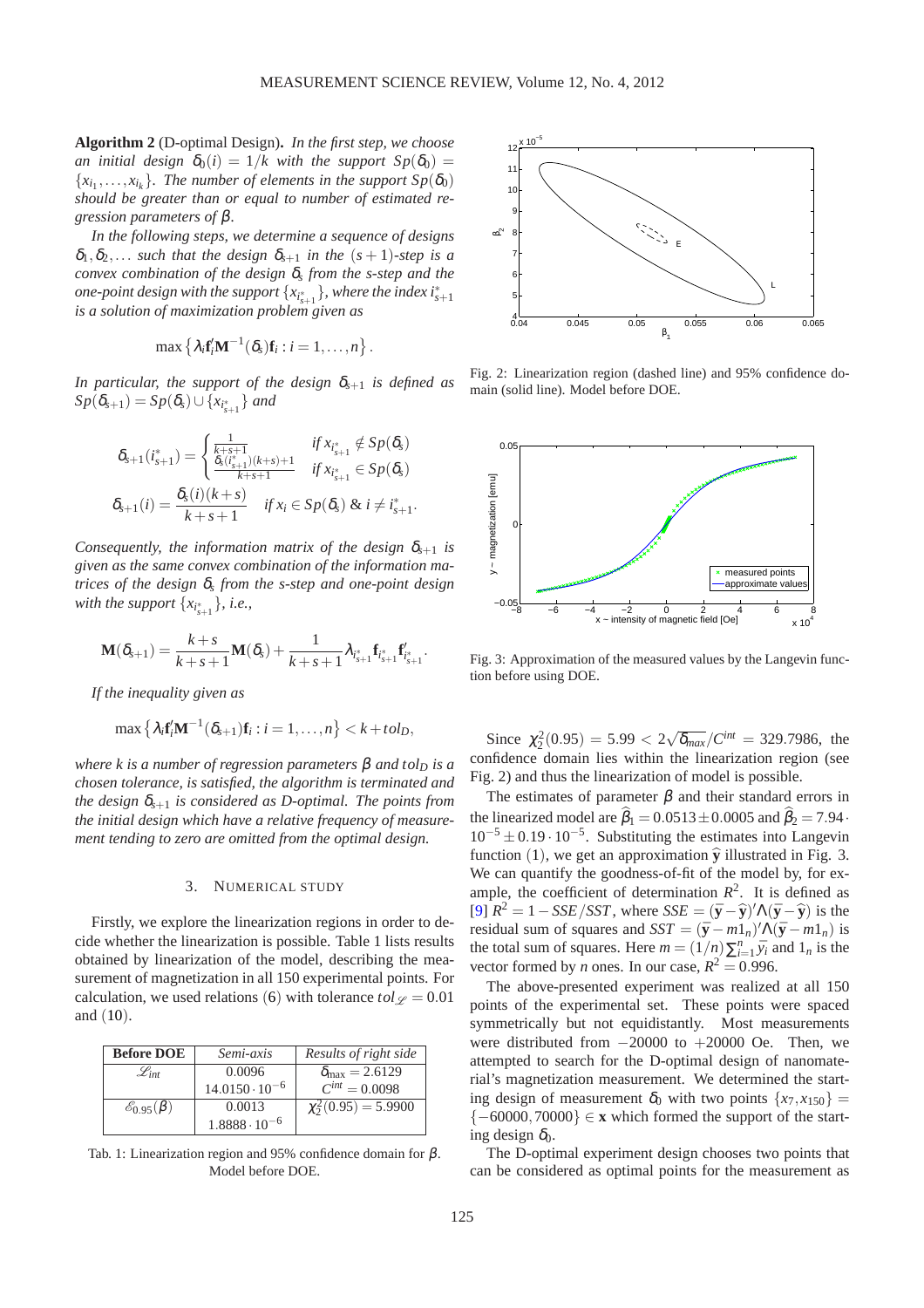**Algorithm 2** (D-optimal Design)**.** *In the first step, we choose an initial design $\delta_0(i) = 1/k$ with the support $Sp(\delta_0) = \{x_{i_1}, \ldots, x_{i_k}\}$. The number of elements in the support $Sp(\delta_0)$ should be greater than or equal to number of estimated regression parameters of $\beta$.*

*In the following steps, we determine a sequence of designs $\delta_1, \delta_2, \ldots$ such that the design $\delta_{s+1}$ in the $(s+1)$-step is a convex combination of the design $\delta_s$ from the s-step and the one-point design with the support $\{x_{i^*_{s+1}}\}$, where the index $i^*_{s+1}$ is a solution of maximization problem given as*

$$\max\left\{\lambda_i \mathbf{f}_i' \mathbf{M}^{-1}(\delta_s)\mathbf{f}_i : i = 1, \ldots, n\right\}.$$

*In particular, the support of the design $\delta_{s+1}$ is defined as $Sp(\delta_{s+1}) = Sp(\delta_s) \cup \{x_{i^*_{s+1}}\}$ and*

$$\delta_{s+1}(i^*_{s+1}) = \begin{cases} \frac{1}{k+s+1} & \text{if } x_{i^*_{s+1}} \notin Sp(\delta_s) \\ \frac{\delta_s(i^*_{s+1})(k+s)+1}{k+s+1} & \text{if } x_{i^*_{s+1}} \in Sp(\delta_s) \end{cases}$$

$$\delta_{s+1}(i) = \frac{\delta_s(i)(k+s)}{k+s+1} \quad \text{if } x_i \in Sp(\delta_s) \ \& \ i \neq i^*_{s+1}.$$

*Consequently, the information matrix of the design $\delta_{s+1}$ is given as the same convex combination of the information matrices of the design $\delta_s$ from the s-step and one-point design with the support $\{x_{i^*_{s+1}}\}$, i.e.,*

$$\mathbf{M}(\delta_{s+1}) = \frac{k+s}{k+s+1}\mathbf{M}(\delta_s) + \frac{1}{k+s+1}\lambda_{i^*_{s+1}}\mathbf{f}_{i^*_{s+1}}\mathbf{f}'_{i^*_{s+1}}.$$

*If the inequality given as*

$$\max\left\{\lambda_i \mathbf{f}_i' \mathbf{M}^{-1}(\delta_{s+1})\mathbf{f}_i : i = 1, \ldots, n\right\} < k + tol_D,$$

*where k is a number of regression parameters $\beta$ and $tol_D$ is a chosen tolerance, is satisfied, the algorithm is terminated and the design $\delta_{s+1}$ is considered as D-optimal. The points from the initial design which have a relative frequency of measurement tending to zero are omitted from the optimal design.*

## 3. NUMERICAL STUDY

Firstly, we explore the linearization regions in order to decide whether the linearization is possible. Table 1 lists results obtained by linearization of the model, describing the measurement of magnetization in all 150 experimental points. For calculation, we used relations (6) with tolerance $tol_{\mathscr{L}} = 0.01$ and (10).

| **Before DOE** | *Semi-axis* | *Results of right side* |
|---|---|---|
| $\mathscr{L}_{int}$ | 0.0096 | $\delta_{\max} = 2.6129$ |
| | $14.0150 \cdot 10^{-6}$ | $C^{int} = 0.0098$ |
| $\mathscr{E}_{0.95}(\beta)$ | 0.0013 | $\chi^2_2(0.95) = 5.9900$ |
| | $1.8888 \cdot 10^{-6}$ | |

Tab. 1: Linearization region and 95% confidence domain for $\beta$. Model before DOE.

Fig. 2: Linearization region (dashed line) and 95% confidence domain (solid line). Model before DOE.

Fig. 3: Approximation of the measured values by the Langevin function before using DOE.

Since $\chi^2_2(0.95) = 5.99 < 2\sqrt{\delta_{max}}/C^{int} = 329.7986$, the confidence domain lies within the linearization region (see Fig. 2) and thus the linearization of model is possible.

The estimates of parameter $\beta$ and their standard errors in the linearized model are $\widehat{\beta}_1 = 0.0513 \pm 0.0005$ and $\widehat{\beta}_2 = 7.94 \cdot 10^{-5} \pm 0.19 \cdot 10^{-5}$. Substituting the estimates into Langevin function (1), we get an approximation $\widehat{\mathbf{y}}$ illustrated in Fig. 3. We can quantify the goodness-of-fit of the model by, for example, the coefficient of determination $R^2$. It is defined as [9] $R^2 = 1 - SSE/SST$, where $SSE = (\overline{\mathbf{y}} - \widehat{\mathbf{y}})'\Lambda(\overline{\mathbf{y}} - \widehat{\mathbf{y}})$ is the residual sum of squares and $SST = (\overline{\mathbf{y}} - m1_n)'\Lambda(\overline{\mathbf{y}} - m1_n)$ is the total sum of squares. Here $m = (1/n)\sum_{i=1}^{n}\overline{y}_i$ and $1_n$ is the vector formed by $n$ ones. In our case, $R^2 = 0.996$.

The above-presented experiment was realized at all 150 points of the experimental set. These points were spaced symmetrically but not equidistantly. Most measurements were distributed from $-20000$ to $+20000$ Oe. Then, we attempted to search for the D-optimal design of nanomaterial's magnetization measurement. We determined the starting design of measurement $\delta_0$ with two points $\{x_7, x_{150}\} = \{-60000, 70000\} \in \mathbf{x}$ which formed the support of the starting design $\delta_0$.

The D-optimal experiment design chooses two points that can be considered as optimal points for the measurement as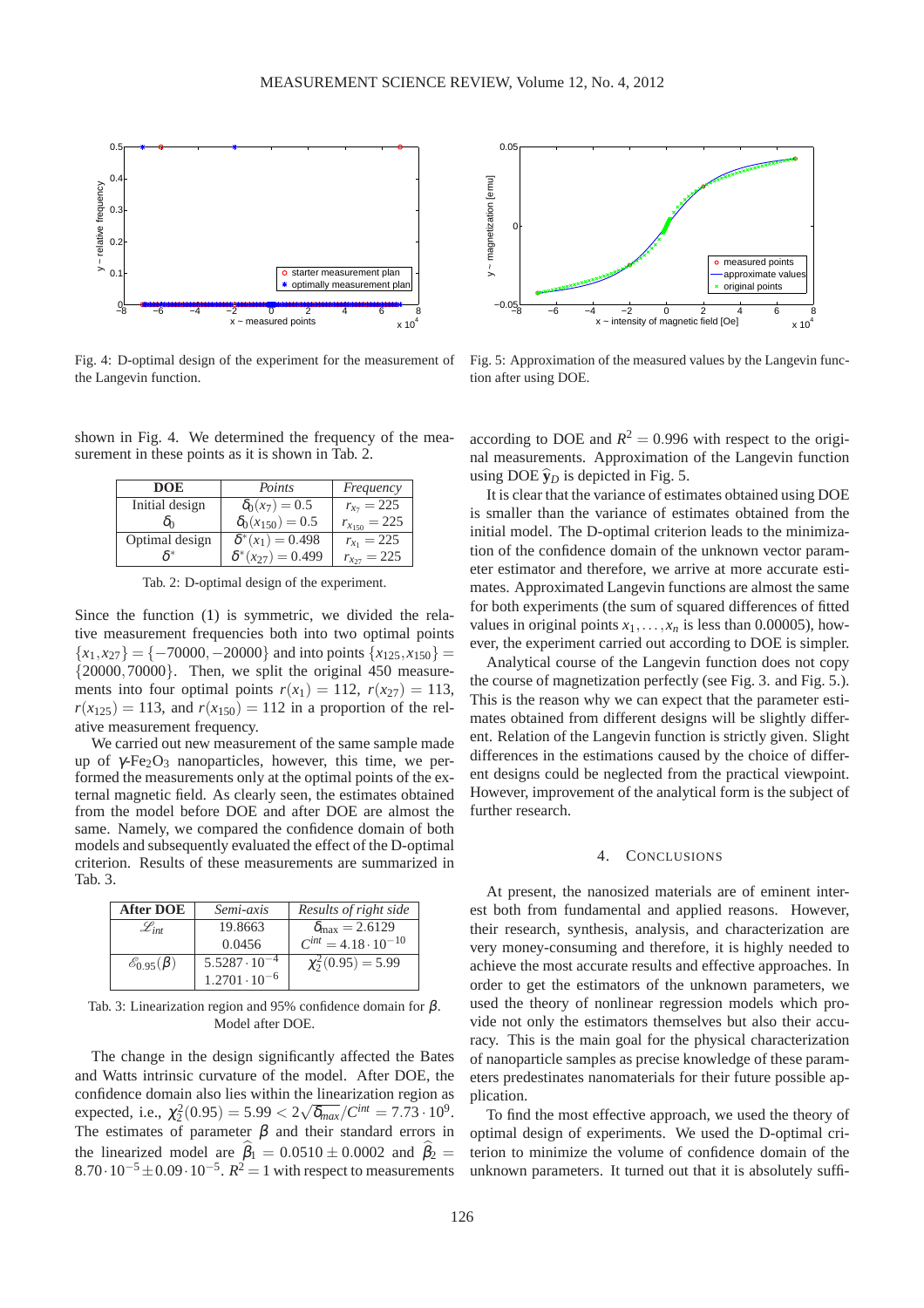Fig. 4: D-optimal design of the experiment for the measurement of the Langevin function.

Fig. 5: Approximation of the measured values by the Langevin function after using DOE.

shown in Fig. 4. We determined the frequency of the measurement in these points as it is shown in Tab. 2.

| DOE | *Points* | *Frequency* |
|---|---|---|
| Initial design $\delta_0$ | $\delta_0(x_7) = 0.5$ <br> $\delta_0(x_{150}) = 0.5$ | $r_{x_7} = 225$ <br> $r_{x_{150}} = 225$ |
| Optimal design $\delta^*$ | $\delta^*(x_1) = 0.498$ <br> $\delta^*(x_{27}) = 0.499$ | $r_{x_1} = 225$ <br> $r_{x_{27}} = 225$ |

Tab. 2: D-optimal design of the experiment.

Since the function (1) is symmetric, we divided the relative measurement frequencies both into two optimal points $\{x_1, x_{27}\} = \{-70000, -20000\}$ and into points $\{x_{125}, x_{150}\} = \{20000, 70000\}$. Then, we split the original 450 measurements into four optimal points $r(x_1) = 112$, $r(x_{27}) = 113$, $r(x_{125}) = 113$, and $r(x_{150}) = 112$ in a proportion of the relative measurement frequency.

We carried out new measurement of the same sample made up of $\gamma$-$Fe_2O_3$ nanoparticles, however, this time, we performed the measurements only at the optimal points of the external magnetic field. As clearly seen, the estimates obtained from the model before DOE and after DOE are almost the same. Namely, we compared the confidence domain of both models and subsequently evaluated the effect of the D-optimal criterion. Results of these measurements are summarized in Tab. 3.

| After DOE | *Semi-axis* | *Results of right side* |
|---|---|---|
| $\mathscr{L}_{int}$ | 19.8663 <br> 0.0456 | $\delta_{\max} = 2.6129$ <br> $C^{int} = 4.18 \cdot 10^{-10}$ |
| $\mathscr{E}_{0.95}(\beta)$ | $5.5287 \cdot 10^{-4}$ <br> $1.2701 \cdot 10^{-6}$ | $\chi_2^2(0.95) = 5.99$ |

Tab. 3: Linearization region and 95% confidence domain for $\beta$. Model after DOE.

The change in the design significantly affected the Bates and Watts intrinsic curvature of the model. After DOE, the confidence domain also lies within the linearization region as expected, i.e., $\chi_2^2(0.95) = 5.99 < 2\sqrt{\delta_{max}}/C^{int} = 7.73 \cdot 10^9$. The estimates of parameter $\beta$ and their standard errors in the linearized model are $\widehat{\beta}_1 = 0.0510 \pm 0.0002$ and $\widehat{\beta}_2 = 8.70 \cdot 10^{-5} \pm 0.09 \cdot 10^{-5}$. $R^2 = 1$ with respect to measurements according to DOE and $R^2 = 0.996$ with respect to the original measurements. Approximation of the Langevin function using DOE $\widehat{\mathbf{y}}_D$ is depicted in Fig. 5.

It is clear that the variance of estimates obtained using DOE is smaller than the variance of estimates obtained from the initial model. The D-optimal criterion leads to the minimization of the confidence domain of the unknown vector parameter estimator and therefore, we arrive at more accurate estimates. Approximated Langevin functions are almost the same for both experiments (the sum of squared differences of fitted values in original points $x_1, \ldots, x_n$ is less than 0.00005), however, the experiment carried out according to DOE is simpler.

Analytical course of the Langevin function does not copy the course of magnetization perfectly (see Fig. 3. and Fig. 5.). This is the reason why we can expect that the parameter estimates obtained from different designs will be slightly different. Relation of the Langevin function is strictly given. Slight differences in the estimations caused by the choice of different designs could be neglected from the practical viewpoint. However, improvement of the analytical form is the subject of further research.

## 4. Conclusions

At present, the nanosized materials are of eminent interest both from fundamental and applied reasons. However, their research, synthesis, analysis, and characterization are very money-consuming and therefore, it is highly needed to achieve the most accurate results and effective approaches. In order to get the estimators of the unknown parameters, we used the theory of nonlinear regression models which provide not only the estimators themselves but also their accuracy. This is the main goal for the physical characterization of nanoparticle samples as precise knowledge of these parameters predestinates nanomaterials for their future possible application.

To find the most effective approach, we used the theory of optimal design of experiments. We used the D-optimal criterion to minimize the volume of confidence domain of the unknown parameters. It turned out that it is absolutely suffi-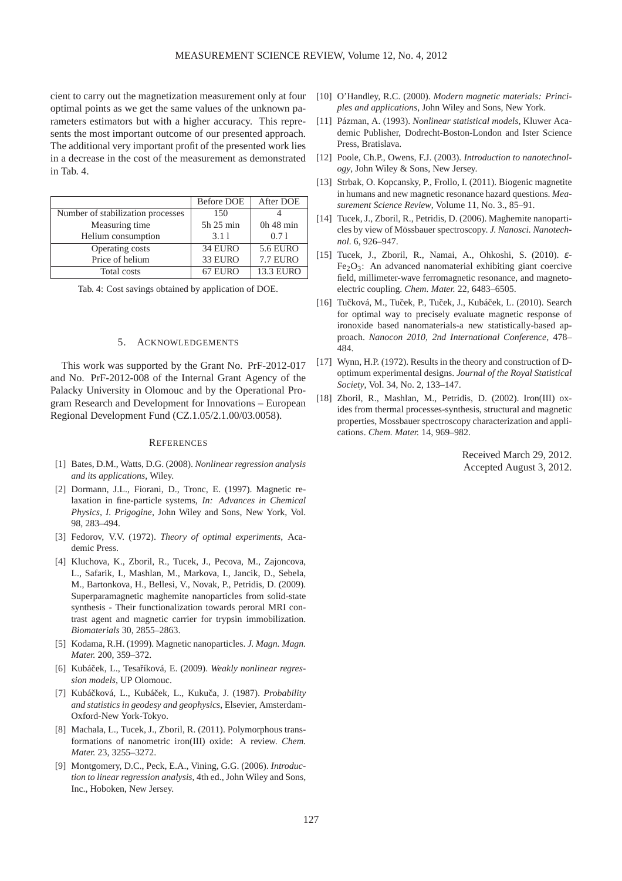cient to carry out the magnetization measurement only at four optimal points as we get the same values of the unknown parameters estimators but with a higher accuracy. This represents the most important outcome of our presented approach. The additional very important profit of the presented work lies in a decrease in the cost of the measurement as demonstrated in Tab. 4.

| | Before DOE | After DOE |
|---|---|---|
| Number of stabilization processes | 150 | 4 |
| Measuring time | 5h 25 min | 0h 48 min |
| Helium consumption | 3.1 l | 0.7 l |
| Operating costs | 34 EURO | 5.6 EURO |
| Price of helium | 33 EURO | 7.7 EURO |
| Total costs | 67 EURO | 13.3 EURO |

Tab. 4: Cost savings obtained by application of DOE.

## 5. Acknowledgements

This work was supported by the Grant No. PrF-2012-017 and No. PrF-2012-008 of the Internal Grant Agency of the Palacky University in Olomouc and by the Operational Program Research and Development for Innovations – European Regional Development Fund (CZ.1.05/2.1.00/03.0058).

## References

[1] Bates, D.M., Watts, D.G. (2008). *Nonlinear regression analysis and its applications*, Wiley.

[2] Dormann, J.L., Fiorani, D., Tronc, E. (1997). Magnetic relaxation in fine-particle systems, *In: Advances in Chemical Physics, I. Prigogine*, John Wiley and Sons, New York, Vol. 98, 283–494.

[3] Fedorov, V.V. (1972). *Theory of optimal experiments*, Academic Press.

[4] Kluchova, K., Zboril, R., Tucek, J., Pecova, M., Zajoncova, L., Safarik, I., Mashlan, M., Markova, I., Jancik, D., Sebela, M., Bartonkova, H., Bellesi, V., Novak, P., Petridis, D. (2009). Superparamagnetic maghemite nanoparticles from solid-state synthesis - Their functionalization towards peroral MRI contrast agent and magnetic carrier for trypsin immobilization. *Biomaterials* 30, 2855–2863.

[5] Kodama, R.H. (1999). Magnetic nanoparticles. *J. Magn. Magn. Mater.* 200, 359–372.

[6] Kubáček, L., Tesaříková, E. (2009). *Weakly nonlinear regression models*, UP Olomouc.

[7] Kubáčková, L., Kubáček, L., Kukuča, J. (1987). *Probability and statistics in geodesy and geophysics*, Elsevier, Amsterdam-Oxford-New York-Tokyo.

[8] Machala, L., Tucek, J., Zboril, R. (2011). Polymorphous transformations of nanometric iron(III) oxide: A review. *Chem. Mater.* 23, 3255–3272.

[9] Montgomery, D.C., Peck, E.A., Vining, G.G. (2006). *Introduction to linear regression analysis*, 4th ed., John Wiley and Sons, Inc., Hoboken, New Jersey.

[10] O'Handley, R.C. (2000). *Modern magnetic materials: Principles and applications*, John Wiley and Sons, New York.

[11] Pázman, A. (1993). *Nonlinear statistical models*, Kluwer Academic Publisher, Dodrecht-Boston-London and Ister Science Press, Bratislava.

[12] Poole, Ch.P., Owens, F.J. (2003). *Introduction to nanotechnology*, John Wiley & Sons, New Jersey.

[13] Strbak, O. Kopcansky, P., Frollo, I. (2011). Biogenic magnetite in humans and new magnetic resonance hazard questions. *Measurement Science Review*, Volume 11, No. 3., 85–91.

[14] Tucek, J., Zboril, R., Petridis, D. (2006). Maghemite nanoparticles by view of Mössbauer spectroscopy. *J. Nanosci. Nanotechnol.* 6, 926–947.

[15] Tucek, J., Zboril, R., Namai, A., Ohkoshi, S. (2010). $\varepsilon$-$Fe_2O_3$: An advanced nanomaterial exhibiting giant coercive field, millimeter-wave ferromagnetic resonance, and magnetoelectric coupling. *Chem. Mater.* 22, 6483–6505.

[16] Tučková, M., Tuček, P., Tuček, J., Kubáček, L. (2010). Search for optimal way to precisely evaluate magnetic response of ironoxide based nanomaterials-a new statistically-based approach. *Nanocon 2010, 2nd International Conference*, 478–484.

[17] Wynn, H.P. (1972). Results in the theory and construction of D-optimum experimental designs. *Journal of the Royal Statistical Society*, Vol. 34, No. 2, 133–147.

[18] Zboril, R., Mashlan, M., Petridis, D. (2002). Iron(III) oxides from thermal processes-synthesis, structural and magnetic properties, Mossbauer spectroscopy characterization and applications. *Chem. Mater.* 14, 969–982.

Received March 29, 2012.
Accepted August 3, 2012.